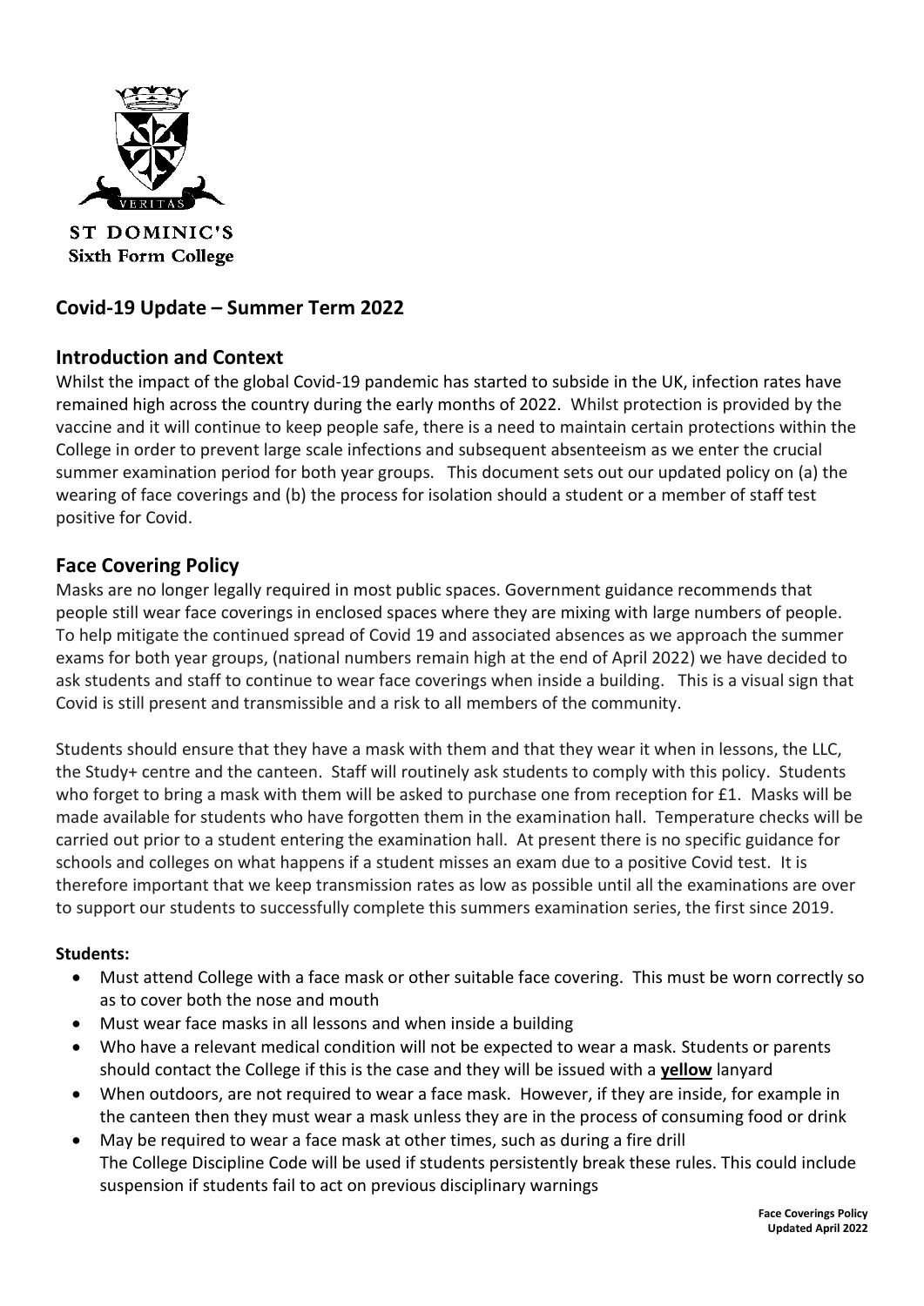ST DOMINIC'S
Sixth Form College

# Covid-19 Update – Summer Term 2022

## Introduction and Context

Whilst the impact of the global Covid-19 pandemic has started to subside in the UK, infection rates have remained high across the country during the early months of 2022. Whilst protection is provided by the vaccine and it will continue to keep people safe, there is a need to maintain certain protections within the College in order to prevent large scale infections and subsequent absenteeism as we enter the crucial summer examination period for both year groups. This document sets out our updated policy on (a) the wearing of face coverings and (b) the process for isolation should a student or a member of staff test positive for Covid.

## Face Covering Policy

Masks are no longer legally required in most public spaces. Government guidance recommends that people still wear face coverings in enclosed spaces where they are mixing with large numbers of people. To help mitigate the continued spread of Covid 19 and associated absences as we approach the summer exams for both year groups, (national numbers remain high at the end of April 2022) we have decided to ask students and staff to continue to wear face coverings when inside a building. This is a visual sign that Covid is still present and transmissible and a risk to all members of the community.

Students should ensure that they have a mask with them and that they wear it when in lessons, the LLC, the Study+ centre and the canteen. Staff will routinely ask students to comply with this policy. Students who forget to bring a mask with them will be asked to purchase one from reception for £1. Masks will be made available for students who have forgotten them in the examination hall. Temperature checks will be carried out prior to a student entering the examination hall. At present there is no specific guidance for schools and colleges on what happens if a student misses an exam due to a positive Covid test. It is therefore important that we keep transmission rates as low as possible until all the examinations are over to support our students to successfully complete this summers examination series, the first since 2019.

**Students:**

- Must attend College with a face mask or other suitable face covering. This must be worn correctly so as to cover both the nose and mouth
- Must wear face masks in all lessons and when inside a building
- Who have a relevant medical condition will not be expected to wear a mask. Students or parents should contact the College if this is the case and they will be issued with a **yellow** lanyard
- When outdoors, are not required to wear a face mask. However, if they are inside, for example in the canteen then they must wear a mask unless they are in the process of consuming food or drink
- May be required to wear a face mask at other times, such as during a fire drill
  The College Discipline Code will be used if students persistently break these rules. This could include suspension if students fail to act on previous disciplinary warnings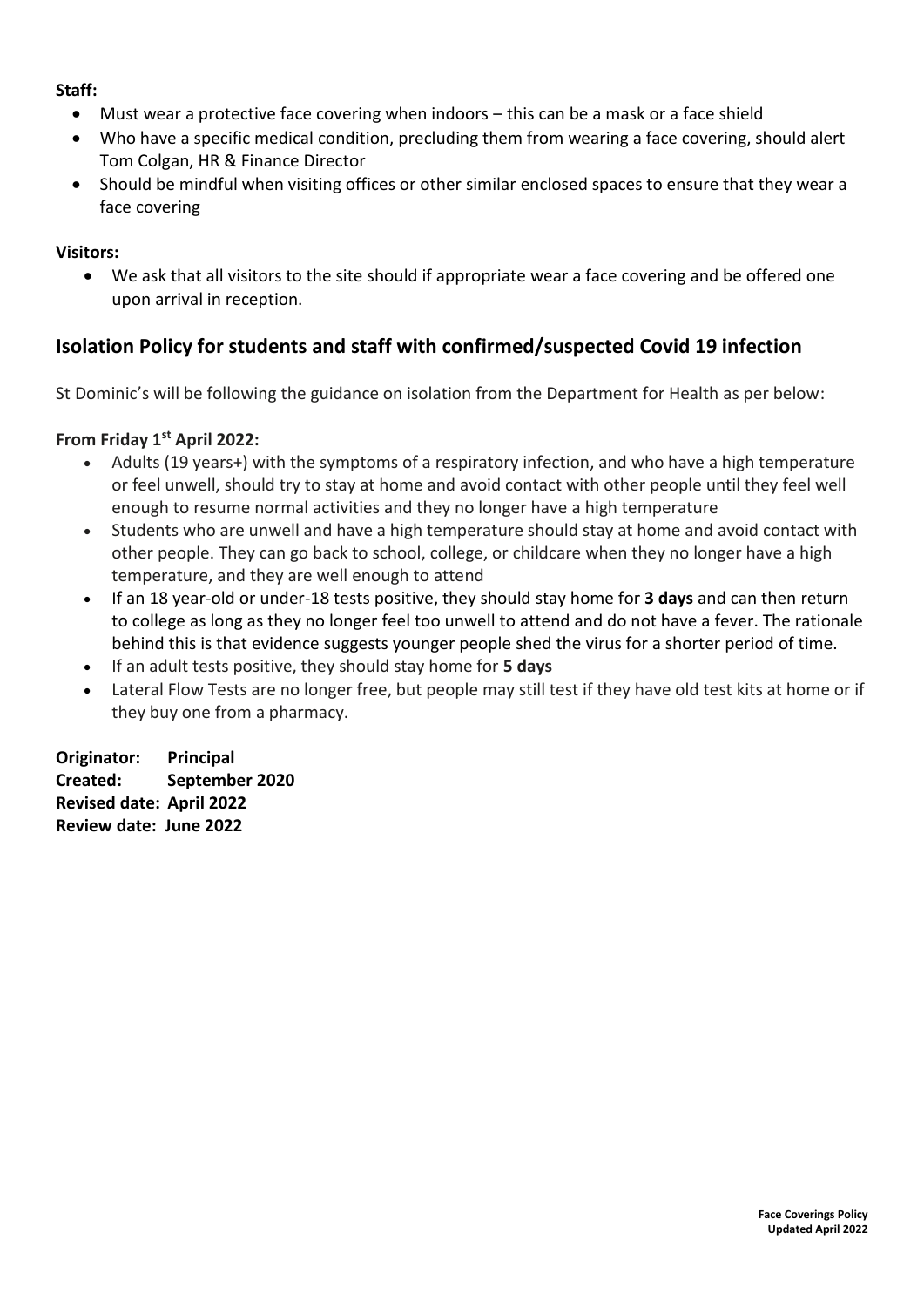**Staff:**

- Must wear a protective face covering when indoors – this can be a mask or a face shield
- Who have a specific medical condition, precluding them from wearing a face covering, should alert Tom Colgan, HR & Finance Director
- Should be mindful when visiting offices or other similar enclosed spaces to ensure that they wear a face covering

**Visitors:**

- We ask that all visitors to the site should if appropriate wear a face covering and be offered one upon arrival in reception.

## Isolation Policy for students and staff with confirmed/suspected Covid 19 infection

St Dominic's will be following the guidance on isolation from the Department for Health as per below:

**From Friday 1st April 2022:**

- Adults (19 years+) with the symptoms of a respiratory infection, and who have a high temperature or feel unwell, should try to stay at home and avoid contact with other people until they feel well enough to resume normal activities and they no longer have a high temperature
- Students who are unwell and have a high temperature should stay at home and avoid contact with other people. They can go back to school, college, or childcare when they no longer have a high temperature, and they are well enough to attend
- If an 18 year-old or under-18 tests positive, they should stay home for **3 days** and can then return to college as long as they no longer feel too unwell to attend and do not have a fever. The rationale behind this is that evidence suggests younger people shed the virus for a shorter period of time.
- If an adult tests positive, they should stay home for **5 days**
- Lateral Flow Tests are no longer free, but people may still test if they have old test kits at home or if they buy one from a pharmacy.

**Originator: Principal**
**Created: September 2020**
**Revised date: April 2022**
**Review date: June 2022**